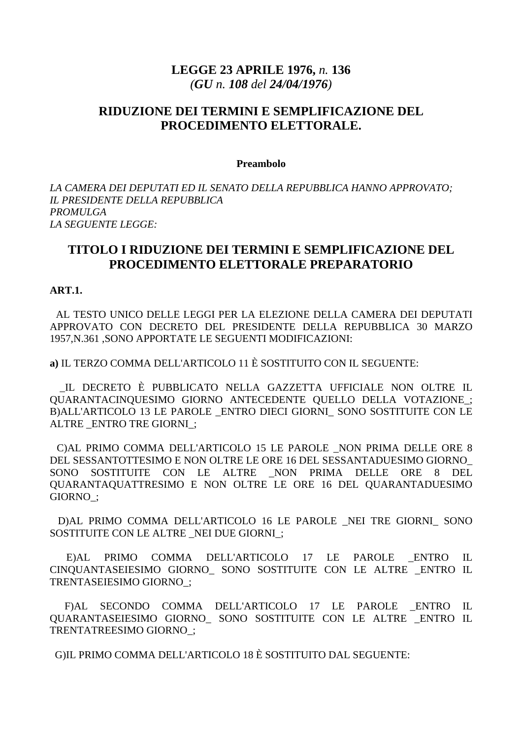# LEGGE 23 APRILE 1976, *n.* 136

*(**GU** n. **108** del **24/04/1976**)*

## RIDUZIONE DEI TERMINI E SEMPLIFICAZIONE DEL PROCEDIMENTO ELETTORALE.

**Preambolo**

*LA CAMERA DEI DEPUTATI ED IL SENATO DELLA REPUBBLICA HANNO APPROVATO;*
*IL PRESIDENTE DELLA REPUBBLICA*
*PROMULGA*
*LA SEGUENTE LEGGE:*

## TITOLO I RIDUZIONE DEI TERMINI E SEMPLIFICAZIONE DEL PROCEDIMENTO ELETTORALE PREPARATORIO

**ART.1.**

AL TESTO UNICO DELLE LEGGI PER LA ELEZIONE DELLA CAMERA DEI DEPUTATI APPROVATO CON DECRETO DEL PRESIDENTE DELLA REPUBBLICA 30 MARZO 1957,N.361 ,SONO APPORTATE LE SEGUENTI MODIFICAZIONI:

**a)** IL TERZO COMMA DELL'ARTICOLO 11 È SOSTITUITO CON IL SEGUENTE:

_IL DECRETO È PUBBLICATO NELLA GAZZETTA UFFICIALE NON OLTRE IL QUARANTACINQUESIMO GIORNO ANTECEDENTE QUELLO DELLA VOTAZIONE_; B)ALL'ARTICOLO 13 LE PAROLE _ENTRO DIECI GIORNI_ SONO SOSTITUITE CON LE ALTRE _ENTRO TRE GIORNI_;

C)AL PRIMO COMMA DELL'ARTICOLO 15 LE PAROLE _NON PRIMA DELLE ORE 8 DEL SESSANTOTTESIMO E NON OLTRE LE ORE 16 DEL SESSANTADUESIMO GIORNO_ SONO SOSTITUITE CON LE ALTRE _NON PRIMA DELLE ORE 8 DEL QUARANTAQUATTRESIMO E NON OLTRE LE ORE 16 DEL QUARANTADUESIMO GIORNO_;

D)AL PRIMO COMMA DELL'ARTICOLO 16 LE PAROLE _NEI TRE GIORNI_ SONO SOSTITUITE CON LE ALTRE _NEI DUE GIORNI_;

E)AL PRIMO COMMA DELL'ARTICOLO 17 LE PAROLE _ENTRO IL CINQUANTASEIESIMO GIORNO_ SONO SOSTITUITE CON LE ALTRE _ENTRO IL TRENTASEIESIMO GIORNO_;

F)AL SECONDO COMMA DELL'ARTICOLO 17 LE PAROLE _ENTRO IL QUARANTASEIESIMO GIORNO_ SONO SOSTITUITE CON LE ALTRE _ENTRO IL TRENTATREESIMO GIORNO_;

G)IL PRIMO COMMA DELL'ARTICOLO 18 È SOSTITUITO DAL SEGUENTE: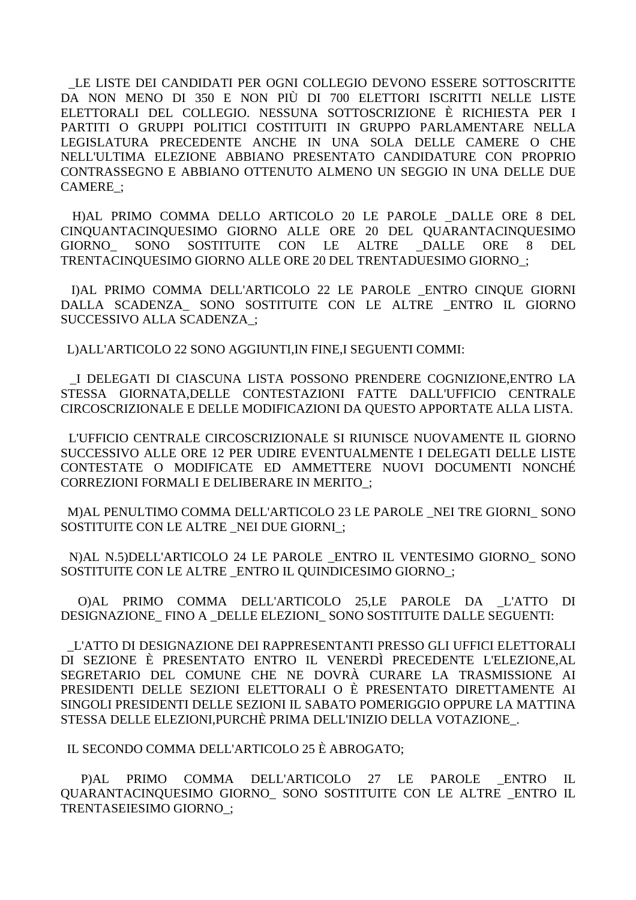_LE LISTE DEI CANDIDATI PER OGNI COLLEGIO DEVONO ESSERE SOTTOSCRITTE DA NON MENO DI 350 E NON PIÙ DI 700 ELETTORI ISCRITTI NELLE LISTE ELETTORALI DEL COLLEGIO. NESSUNA SOTTOSCRIZIONE È RICHIESTA PER I PARTITI O GRUPPI POLITICI COSTITUITI IN GRUPPO PARLAMENTARE NELLA LEGISLATURA PRECEDENTE ANCHE IN UNA SOLA DELLE CAMERE O CHE NELL'ULTIMA ELEZIONE ABBIANO PRESENTATO CANDIDATURE CON PROPRIO CONTRASSEGNO E ABBIANO OTTENUTO ALMENO UN SEGGIO IN UNA DELLE DUE CAMERE_;

H)AL PRIMO COMMA DELLO ARTICOLO 20 LE PAROLE _DALLE ORE 8 DEL CINQUANTACINQUESIMO GIORNO ALLE ORE 20 DEL QUARANTACINQUESIMO GIORNO_ SONO SOSTITUITE CON LE ALTRE _DALLE ORE 8 DEL TRENTACINQUESIMO GIORNO ALLE ORE 20 DEL TRENTADUESIMO GIORNO_;

I)AL PRIMO COMMA DELL'ARTICOLO 22 LE PAROLE _ENTRO CINQUE GIORNI DALLA SCADENZA_ SONO SOSTITUITE CON LE ALTRE _ENTRO IL GIORNO SUCCESSIVO ALLA SCADENZA_;

L)ALL'ARTICOLO 22 SONO AGGIUNTI,IN FINE,I SEGUENTI COMMI:

_I DELEGATI DI CIASCUNA LISTA POSSONO PRENDERE COGNIZIONE,ENTRO LA STESSA GIORNATA,DELLE CONTESTAZIONI FATTE DALL'UFFICIO CENTRALE CIRCOSCRIZIONALE E DELLE MODIFICAZIONI DA QUESTO APPORTATE ALLA LISTA.

L'UFFICIO CENTRALE CIRCOSCRIZIONALE SI RIUNISCE NUOVAMENTE IL GIORNO SUCCESSIVO ALLE ORE 12 PER UDIRE EVENTUALMENTE I DELEGATI DELLE LISTE CONTESTATE O MODIFICATE ED AMMETTERE NUOVI DOCUMENTI NONCHÉ CORREZIONI FORMALI E DELIBERARE IN MERITO_;

M)AL PENULTIMO COMMA DELL'ARTICOLO 23 LE PAROLE _NEI TRE GIORNI_ SONO SOSTITUITE CON LE ALTRE _NEI DUE GIORNI_;

N)AL N.5)DELL'ARTICOLO 24 LE PAROLE _ENTRO IL VENTESIMO GIORNO_ SONO SOSTITUITE CON LE ALTRE _ENTRO IL QUINDICESIMO GIORNO_;

O)AL PRIMO COMMA DELL'ARTICOLO 25,LE PAROLE DA _L'ATTO DI DESIGNAZIONE_ FINO A _DELLE ELEZIONI_ SONO SOSTITUITE DALLE SEGUENTI:

_L'ATTO DI DESIGNAZIONE DEI RAPPRESENTANTI PRESSO GLI UFFICI ELETTORALI DI SEZIONE È PRESENTATO ENTRO IL VENERDÌ PRECEDENTE L'ELEZIONE,AL SEGRETARIO DEL COMUNE CHE NE DOVRÀ CURARE LA TRASMISSIONE AI PRESIDENTI DELLE SEZIONI ELETTORALI O È PRESENTATO DIRETTAMENTE AI SINGOLI PRESIDENTI DELLE SEZIONI IL SABATO POMERIGGIO OPPURE LA MATTINA STESSA DELLE ELEZIONI,PURCHÈ PRIMA DELL'INIZIO DELLA VOTAZIONE_.

IL SECONDO COMMA DELL'ARTICOLO 25 È ABROGATO;

P)AL PRIMO COMMA DELL'ARTICOLO 27 LE PAROLE _ENTRO IL QUARANTACINQUESIMO GIORNO_ SONO SOSTITUITE CON LE ALTRE _ENTRO IL TRENTASEIESIMO GIORNO_;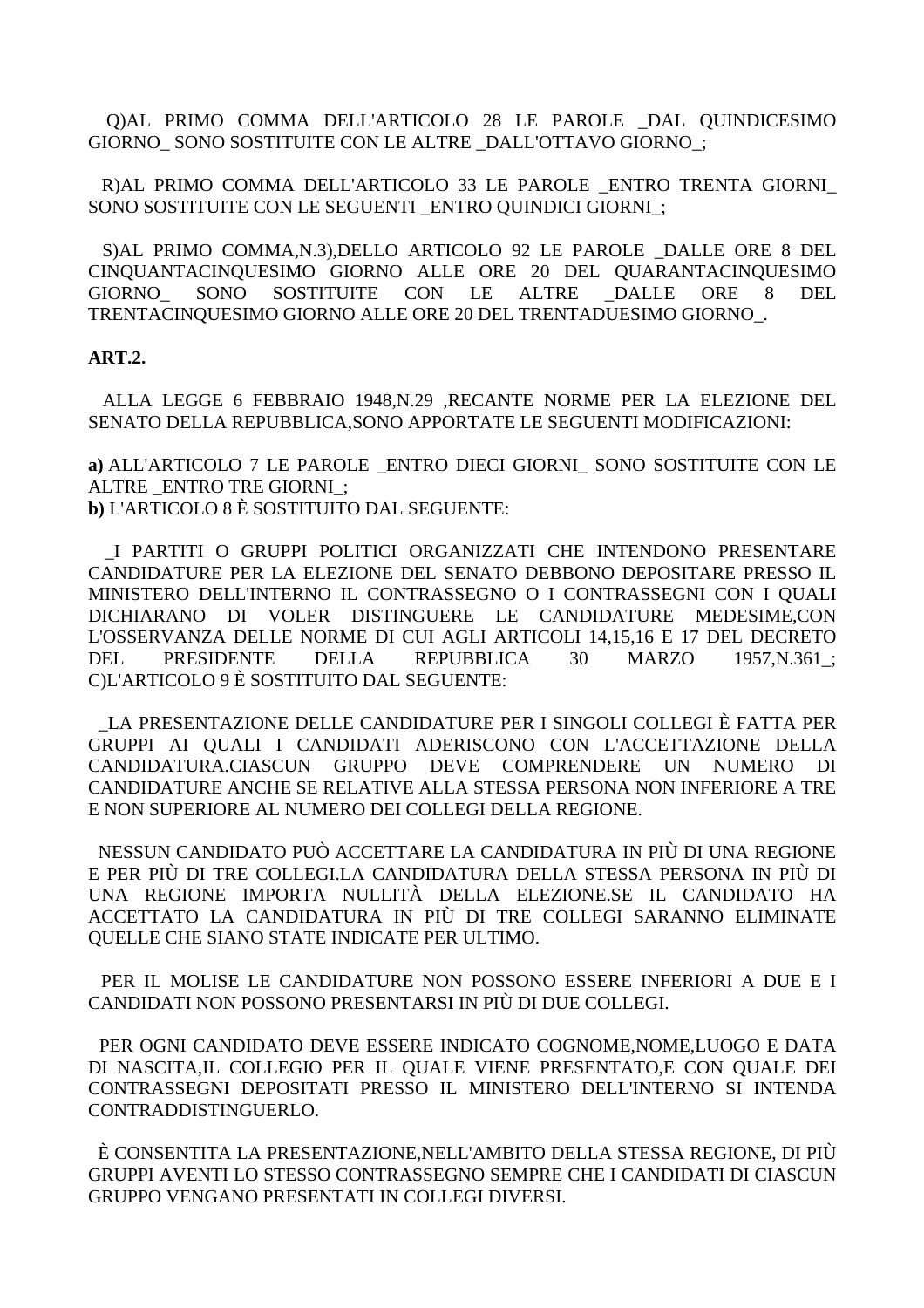Q)AL PRIMO COMMA DELL'ARTICOLO 28 LE PAROLE _DAL QUINDICESIMO GIORNO_ SONO SOSTITUITE CON LE ALTRE _DALL'OTTAVO GIORNO_;

R)AL PRIMO COMMA DELL'ARTICOLO 33 LE PAROLE _ENTRO TRENTA GIORNI_ SONO SOSTITUITE CON LE SEGUENTI _ENTRO QUINDICI GIORNI_;

S)AL PRIMO COMMA,N.3),DELLO ARTICOLO 92 LE PAROLE _DALLE ORE 8 DEL CINQUANTACINQUESIMO GIORNO ALLE ORE 20 DEL QUARANTACINQUESIMO GIORNO_ SONO SOSTITUITE CON LE ALTRE _DALLE ORE 8 DEL TRENTACINQUESIMO GIORNO ALLE ORE 20 DEL TRENTADUESIMO GIORNO_.

**ART.2.**

ALLA LEGGE 6 FEBBRAIO 1948,N.29 ,RECANTE NORME PER LA ELEZIONE DEL SENATO DELLA REPUBBLICA,SONO APPORTATE LE SEGUENTI MODIFICAZIONI:

**a)** ALL'ARTICOLO 7 LE PAROLE _ENTRO DIECI GIORNI_ SONO SOSTITUITE CON LE ALTRE _ENTRO TRE GIORNI_;
**b)** L'ARTICOLO 8 È SOSTITUITO DAL SEGUENTE:

_I PARTITI O GRUPPI POLITICI ORGANIZZATI CHE INTENDONO PRESENTARE CANDIDATURE PER LA ELEZIONE DEL SENATO DEBBONO DEPOSITARE PRESSO IL MINISTERO DELL'INTERNO IL CONTRASSEGNO O I CONTRASSEGNI CON I QUALI DICHIARANO DI VOLER DISTINGUERE LE CANDIDATURE MEDESIME,CON L'OSSERVANZA DELLE NORME DI CUI AGLI ARTICOLI 14,15,16 E 17 DEL DECRETO DEL PRESIDENTE DELLA REPUBBLICA 30 MARZO 1957,N.361_;
C)L'ARTICOLO 9 È SOSTITUITO DAL SEGUENTE:

_LA PRESENTAZIONE DELLE CANDIDATURE PER I SINGOLI COLLEGI È FATTA PER GRUPPI AI QUALI I CANDIDATI ADERISCONO CON L'ACCETTAZIONE DELLA CANDIDATURA.CIASCUN GRUPPO DEVE COMPRENDERE UN NUMERO DI CANDIDATURE ANCHE SE RELATIVE ALLA STESSA PERSONA NON INFERIORE A TRE E NON SUPERIORE AL NUMERO DEI COLLEGI DELLA REGIONE.

NESSUN CANDIDATO PUÒ ACCETTARE LA CANDIDATURA IN PIÙ DI UNA REGIONE E PER PIÙ DI TRE COLLEGI.LA CANDIDATURA DELLA STESSA PERSONA IN PIÙ DI UNA REGIONE IMPORTA NULLITÀ DELLA ELEZIONE.SE IL CANDIDATO HA ACCETTATO LA CANDIDATURA IN PIÙ DI TRE COLLEGI SARANNO ELIMINATE QUELLE CHE SIANO STATE INDICATE PER ULTIMO.

PER IL MOLISE LE CANDIDATURE NON POSSONO ESSERE INFERIORI A DUE E I CANDIDATI NON POSSONO PRESENTARSI IN PIÙ DI DUE COLLEGI.

PER OGNI CANDIDATO DEVE ESSERE INDICATO COGNOME,NOME,LUOGO E DATA DI NASCITA,IL COLLEGIO PER IL QUALE VIENE PRESENTATO,E CON QUALE DEI CONTRASSEGNI DEPOSITATI PRESSO IL MINISTERO DELL'INTERNO SI INTENDA CONTRADDISTINGUERLO.

È CONSENTITA LA PRESENTAZIONE,NELL'AMBITO DELLA STESSA REGIONE, DI PIÙ GRUPPI AVENTI LO STESSO CONTRASSEGNO SEMPRE CHE I CANDIDATI DI CIASCUN GRUPPO VENGANO PRESENTATI IN COLLEGI DIVERSI.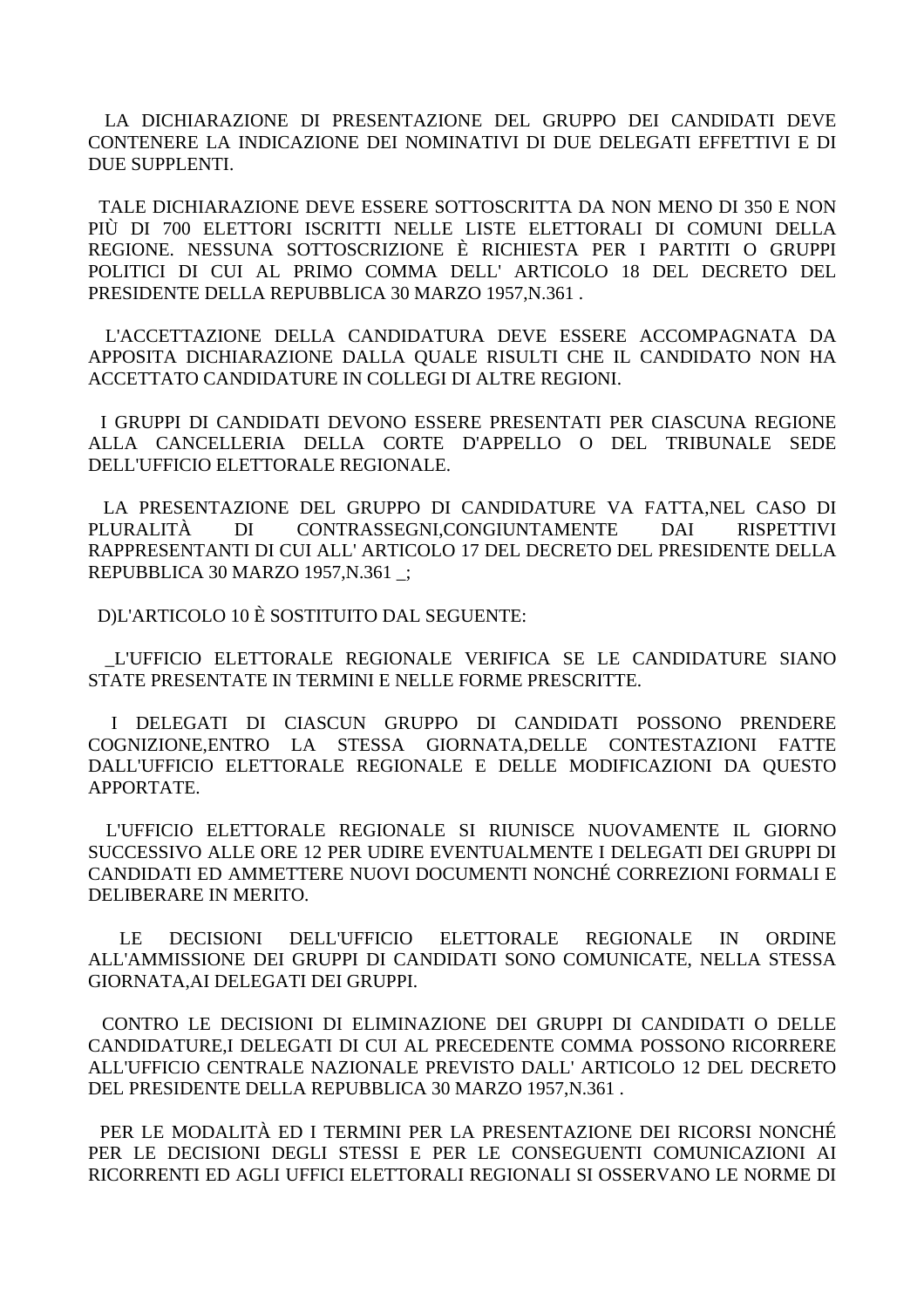LA DICHIARAZIONE DI PRESENTAZIONE DEL GRUPPO DEI CANDIDATI DEVE CONTENERE LA INDICAZIONE DEI NOMINATIVI DI DUE DELEGATI EFFETTIVI E DI DUE SUPPLENTI.

TALE DICHIARAZIONE DEVE ESSERE SOTTOSCRITTA DA NON MENO DI 350 E NON PIÙ DI 700 ELETTORI ISCRITTI NELLE LISTE ELETTORALI DI COMUNI DELLA REGIONE. NESSUNA SOTTOSCRIZIONE È RICHIESTA PER I PARTITI O GRUPPI POLITICI DI CUI AL PRIMO COMMA DELL' ARTICOLO 18 DEL DECRETO DEL PRESIDENTE DELLA REPUBBLICA 30 MARZO 1957,N.361 .

L'ACCETTAZIONE DELLA CANDIDATURA DEVE ESSERE ACCOMPAGNATA DA APPOSITA DICHIARAZIONE DALLA QUALE RISULTI CHE IL CANDIDATO NON HA ACCETTATO CANDIDATURE IN COLLEGI DI ALTRE REGIONI.

I GRUPPI DI CANDIDATI DEVONO ESSERE PRESENTATI PER CIASCUNA REGIONE ALLA CANCELLERIA DELLA CORTE D'APPELLO O DEL TRIBUNALE SEDE DELL'UFFICIO ELETTORALE REGIONALE.

LA PRESENTAZIONE DEL GRUPPO DI CANDIDATURE VA FATTA,NEL CASO DI PLURALITÀ DI CONTRASSEGNI,CONGIUNTAMENTE DAI RISPETTIVI RAPPRESENTANTI DI CUI ALL' ARTICOLO 17 DEL DECRETO DEL PRESIDENTE DELLA REPUBBLICA 30 MARZO 1957,N.361 _;

D)L'ARTICOLO 10 È SOSTITUITO DAL SEGUENTE:

_L'UFFICIO ELETTORALE REGIONALE VERIFICA SE LE CANDIDATURE SIANO STATE PRESENTATE IN TERMINI E NELLE FORME PRESCRITTE.

I DELEGATI DI CIASCUN GRUPPO DI CANDIDATI POSSONO PRENDERE COGNIZIONE,ENTRO LA STESSA GIORNATA,DELLE CONTESTAZIONI FATTE DALL'UFFICIO ELETTORALE REGIONALE E DELLE MODIFICAZIONI DA QUESTO APPORTATE.

L'UFFICIO ELETTORALE REGIONALE SI RIUNISCE NUOVAMENTE IL GIORNO SUCCESSIVO ALLE ORE 12 PER UDIRE EVENTUALMENTE I DELEGATI DEI GRUPPI DI CANDIDATI ED AMMETTERE NUOVI DOCUMENTI NONCHÉ CORREZIONI FORMALI E DELIBERARE IN MERITO.

LE DECISIONI DELL'UFFICIO ELETTORALE REGIONALE IN ORDINE ALL'AMMISSIONE DEI GRUPPI DI CANDIDATI SONO COMUNICATE, NELLA STESSA GIORNATA,AI DELEGATI DEI GRUPPI.

CONTRO LE DECISIONI DI ELIMINAZIONE DEI GRUPPI DI CANDIDATI O DELLE CANDIDATURE,I DELEGATI DI CUI AL PRECEDENTE COMMA POSSONO RICORRERE ALL'UFFICIO CENTRALE NAZIONALE PREVISTO DALL' ARTICOLO 12 DEL DECRETO DEL PRESIDENTE DELLA REPUBBLICA 30 MARZO 1957,N.361 .

PER LE MODALITÀ ED I TERMINI PER LA PRESENTAZIONE DEI RICORSI NONCHÉ PER LE DECISIONI DEGLI STESSI E PER LE CONSEGUENTI COMUNICAZIONI AI RICORRENTI ED AGLI UFFICI ELETTORALI REGIONALI SI OSSERVANO LE NORME DI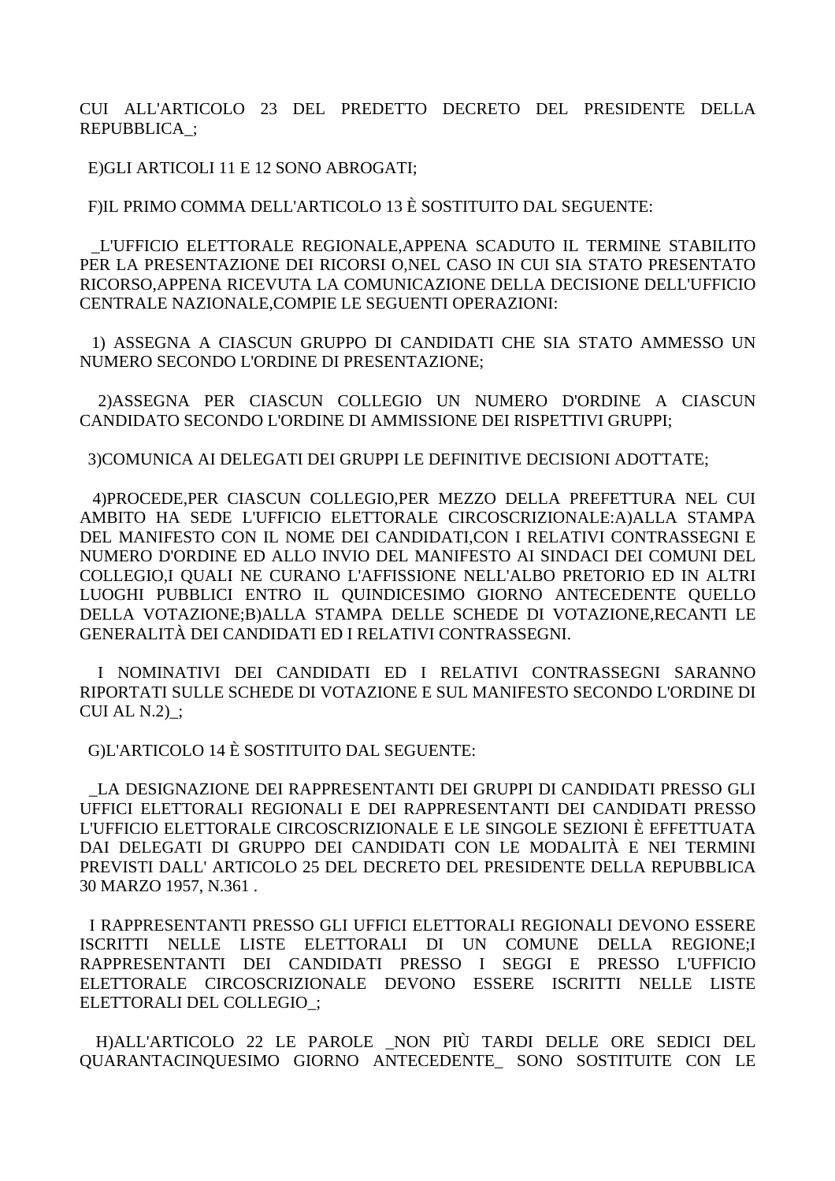CUI ALL'ARTICOLO 23 DEL PREDETTO DECRETO DEL PRESIDENTE DELLA REPUBBLICA_;

E)GLI ARTICOLI 11 E 12 SONO ABROGATI;

F)IL PRIMO COMMA DELL'ARTICOLO 13 È SOSTITUITO DAL SEGUENTE:

_L'UFFICIO ELETTORALE REGIONALE,APPENA SCADUTO IL TERMINE STABILITO PER LA PRESENTAZIONE DEI RICORSI O,NEL CASO IN CUI SIA STATO PRESENTATO RICORSO,APPENA RICEVUTA LA COMUNICAZIONE DELLA DECISIONE DELL'UFFICIO CENTRALE NAZIONALE,COMPIE LE SEGUENTI OPERAZIONI:

1) ASSEGNA A CIASCUN GRUPPO DI CANDIDATI CHE SIA STATO AMMESSO UN NUMERO SECONDO L'ORDINE DI PRESENTAZIONE;

2)ASSEGNA PER CIASCUN COLLEGIO UN NUMERO D'ORDINE A CIASCUN CANDIDATO SECONDO L'ORDINE DI AMMISSIONE DEI RISPETTIVI GRUPPI;

3)COMUNICA AI DELEGATI DEI GRUPPI LE DEFINITIVE DECISIONI ADOTTATE;

4)PROCEDE,PER CIASCUN COLLEGIO,PER MEZZO DELLA PREFETTURA NEL CUI AMBITO HA SEDE L'UFFICIO ELETTORALE CIRCOSCRIZIONALE:A)ALLA STAMPA DEL MANIFESTO CON IL NOME DEI CANDIDATI,CON I RELATIVI CONTRASSEGNI E NUMERO D'ORDINE ED ALLO INVIO DEL MANIFESTO AI SINDACI DEI COMUNI DEL COLLEGIO,I QUALI NE CURANO L'AFFISSIONE NELL'ALBO PRETORIO ED IN ALTRI LUOGHI PUBBLICI ENTRO IL QUINDICESIMO GIORNO ANTECEDENTE QUELLO DELLA VOTAZIONE;B)ALLA STAMPA DELLE SCHEDE DI VOTAZIONE,RECANTI LE GENERALITÀ DEI CANDIDATI ED I RELATIVI CONTRASSEGNI.

I NOMINATIVI DEI CANDIDATI ED I RELATIVI CONTRASSEGNI SARANNO RIPORTATI SULLE SCHEDE DI VOTAZIONE E SUL MANIFESTO SECONDO L'ORDINE DI CUI AL N.2)_;

G)L'ARTICOLO 14 È SOSTITUITO DAL SEGUENTE:

_LA DESIGNAZIONE DEI RAPPRESENTANTI DEI GRUPPI DI CANDIDATI PRESSO GLI UFFICI ELETTORALI REGIONALI E DEI RAPPRESENTANTI DEI CANDIDATI PRESSO L'UFFICIO ELETTORALE CIRCOSCRIZIONALE E LE SINGOLE SEZIONI È EFFETTUATA DAI DELEGATI DI GRUPPO DEI CANDIDATI CON LE MODALITÀ E NEI TERMINI PREVISTI DALL' ARTICOLO 25 DEL DECRETO DEL PRESIDENTE DELLA REPUBBLICA 30 MARZO 1957, N.361 .

I RAPPRESENTANTI PRESSO GLI UFFICI ELETTORALI REGIONALI DEVONO ESSERE ISCRITTI NELLE LISTE ELETTORALI DI UN COMUNE DELLA REGIONE;I RAPPRESENTANTI DEI CANDIDATI PRESSO I SEGGI E PRESSO L'UFFICIO ELETTORALE CIRCOSCRIZIONALE DEVONO ESSERE ISCRITTI NELLE LISTE ELETTORALI DEL COLLEGIO_;

H)ALL'ARTICOLO 22 LE PAROLE _NON PIÙ TARDI DELLE ORE SEDICI DEL QUARANTACINQUESIMO GIORNO ANTECEDENTE_ SONO SOSTITUITE CON LE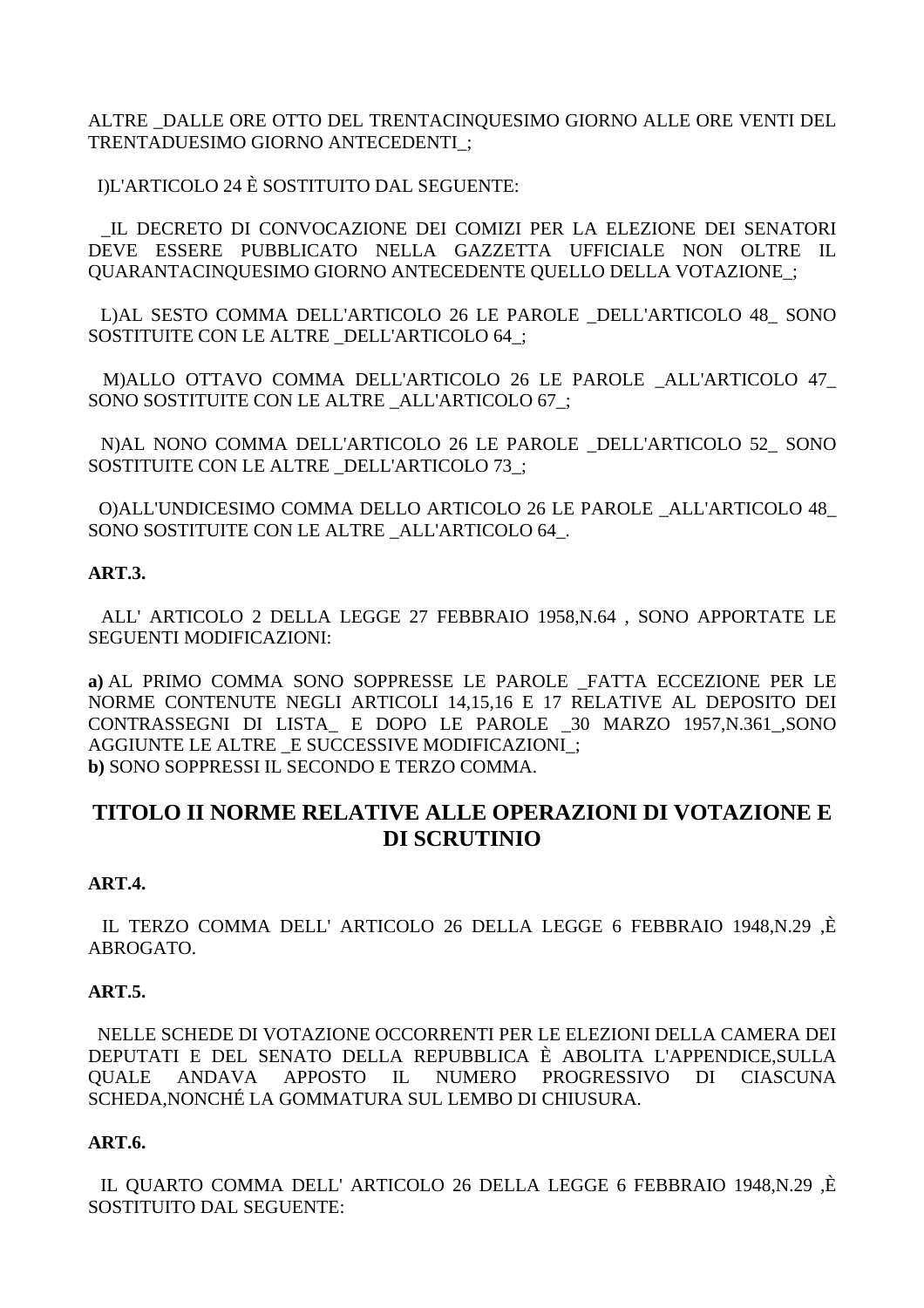ALTRE _DALLE ORE OTTO DEL TRENTACINQUESIMO GIORNO ALLE ORE VENTI DEL TRENTADUESIMO GIORNO ANTECEDENTI_;

I)L'ARTICOLO 24 È SOSTITUITO DAL SEGUENTE:

_IL DECRETO DI CONVOCAZIONE DEI COMIZI PER LA ELEZIONE DEI SENATORI DEVE ESSERE PUBBLICATO NELLA GAZZETTA UFFICIALE NON OLTRE IL QUARANTACINQUESIMO GIORNO ANTECEDENTE QUELLO DELLA VOTAZIONE_;

L)AL SESTO COMMA DELL'ARTICOLO 26 LE PAROLE _DELL'ARTICOLO 48_ SONO SOSTITUITE CON LE ALTRE _DELL'ARTICOLO 64_;

M)ALLO OTTAVO COMMA DELL'ARTICOLO 26 LE PAROLE _ALL'ARTICOLO 47_ SONO SOSTITUITE CON LE ALTRE _ALL'ARTICOLO 67_;

N)AL NONO COMMA DELL'ARTICOLO 26 LE PAROLE _DELL'ARTICOLO 52_ SONO SOSTITUITE CON LE ALTRE _DELL'ARTICOLO 73_;

O)ALL'UNDICESIMO COMMA DELLO ARTICOLO 26 LE PAROLE _ALL'ARTICOLO 48_ SONO SOSTITUITE CON LE ALTRE _ALL'ARTICOLO 64_.

**ART.3.**

ALL' ARTICOLO 2 DELLA LEGGE 27 FEBBRAIO 1958,N.64 , SONO APPORTATE LE SEGUENTI MODIFICAZIONI:

**a)** AL PRIMO COMMA SONO SOPPRESSE LE PAROLE _FATTA ECCEZIONE PER LE NORME CONTENUTE NEGLI ARTICOLI 14,15,16 E 17 RELATIVE AL DEPOSITO DEI CONTRASSEGNI DI LISTA_ E DOPO LE PAROLE _30 MARZO 1957,N.361_,SONO AGGIUNTE LE ALTRE _E SUCCESSIVE MODIFICAZIONI_;
**b)** SONO SOPPRESSI IL SECONDO E TERZO COMMA.

## TITOLO II NORME RELATIVE ALLE OPERAZIONI DI VOTAZIONE E DI SCRUTINIO

**ART.4.**

IL TERZO COMMA DELL' ARTICOLO 26 DELLA LEGGE 6 FEBBRAIO 1948,N.29 ,È ABROGATO.

**ART.5.**

NELLE SCHEDE DI VOTAZIONE OCCORRENTI PER LE ELEZIONI DELLA CAMERA DEI DEPUTATI E DEL SENATO DELLA REPUBBLICA È ABOLITA L'APPENDICE,SULLA QUALE ANDAVA APPOSTO IL NUMERO PROGRESSIVO DI CIASCUNA SCHEDA,NONCHÉ LA GOMMATURA SUL LEMBO DI CHIUSURA.

**ART.6.**

IL QUARTO COMMA DELL' ARTICOLO 26 DELLA LEGGE 6 FEBBRAIO 1948,N.29 ,È SOSTITUITO DAL SEGUENTE: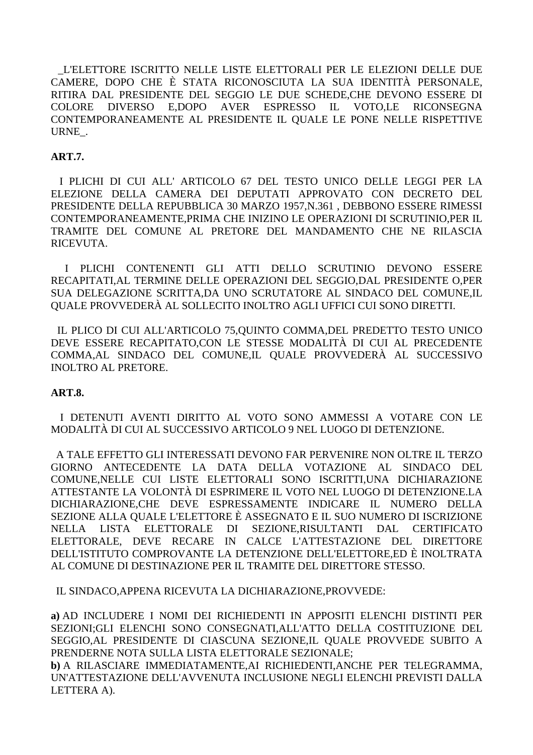_L'ELETTORE ISCRITTO NELLE LISTE ELETTORALI PER LE ELEZIONI DELLE DUE CAMERE, DOPO CHE È STATA RICONOSCIUTA LA SUA IDENTITÀ PERSONALE, RITIRA DAL PRESIDENTE DEL SEGGIO LE DUE SCHEDE,CHE DEVONO ESSERE DI COLORE DIVERSO E,DOPO AVER ESPRESSO IL VOTO,LE RICONSEGNA CONTEMPORANEAMENTE AL PRESIDENTE IL QUALE LE PONE NELLE RISPETTIVE URNE_.

**ART.7.**

I PLICHI DI CUI ALL' ARTICOLO 67 DEL TESTO UNICO DELLE LEGGI PER LA ELEZIONE DELLA CAMERA DEI DEPUTATI APPROVATO CON DECRETO DEL PRESIDENTE DELLA REPUBBLICA 30 MARZO 1957,N.361 , DEBBONO ESSERE RIMESSI CONTEMPORANEAMENTE,PRIMA CHE INIZINO LE OPERAZIONI DI SCRUTINIO,PER IL TRAMITE DEL COMUNE AL PRETORE DEL MANDAMENTO CHE NE RILASCIA RICEVUTA.

I PLICHI CONTENENTI GLI ATTI DELLO SCRUTINIO DEVONO ESSERE RECAPITATI,AL TERMINE DELLE OPERAZIONI DEL SEGGIO,DAL PRESIDENTE O,PER SUA DELEGAZIONE SCRITTA,DA UNO SCRUTATORE AL SINDACO DEL COMUNE,IL QUALE PROVVEDERÀ AL SOLLECITO INOLTRO AGLI UFFICI CUI SONO DIRETTI.

IL PLICO DI CUI ALL'ARTICOLO 75,QUINTO COMMA,DEL PREDETTO TESTO UNICO DEVE ESSERE RECAPITATO,CON LE STESSE MODALITÀ DI CUI AL PRECEDENTE COMMA,AL SINDACO DEL COMUNE,IL QUALE PROVVEDERÀ AL SUCCESSIVO INOLTRO AL PRETORE.

**ART.8.**

I DETENUTI AVENTI DIRITTO AL VOTO SONO AMMESSI A VOTARE CON LE MODALITÀ DI CUI AL SUCCESSIVO ARTICOLO 9 NEL LUOGO DI DETENZIONE.

A TALE EFFETTO GLI INTERESSATI DEVONO FAR PERVENIRE NON OLTRE IL TERZO GIORNO ANTECEDENTE LA DATA DELLA VOTAZIONE AL SINDACO DEL COMUNE,NELLE CUI LISTE ELETTORALI SONO ISCRITTI,UNA DICHIARAZIONE ATTESTANTE LA VOLONTÀ DI ESPRIMERE IL VOTO NEL LUOGO DI DETENZIONE.LA DICHIARAZIONE,CHE DEVE ESPRESSAMENTE INDICARE IL NUMERO DELLA SEZIONE ALLA QUALE L'ELETTORE È ASSEGNATO E IL SUO NUMERO DI ISCRIZIONE NELLA LISTA ELETTORALE DI SEZIONE,RISULTANTI DAL CERTIFICATO ELETTORALE, DEVE RECARE IN CALCE L'ATTESTAZIONE DEL DIRETTORE DELL'ISTITUTO COMPROVANTE LA DETENZIONE DELL'ELETTORE,ED È INOLTRATA AL COMUNE DI DESTINAZIONE PER IL TRAMITE DEL DIRETTORE STESSO.

IL SINDACO,APPENA RICEVUTA LA DICHIARAZIONE,PROVVEDE:

**a)** AD INCLUDERE I NOMI DEI RICHIEDENTI IN APPOSITI ELENCHI DISTINTI PER SEZIONI;GLI ELENCHI SONO CONSEGNATI,ALL'ATTO DELLA COSTITUZIONE DEL SEGGIO,AL PRESIDENTE DI CIASCUNA SEZIONE,IL QUALE PROVVEDE SUBITO A PRENDERNE NOTA SULLA LISTA ELETTORALE SEZIONALE;
**b)** A RILASCIARE IMMEDIATAMENTE,AI RICHIEDENTI,ANCHE PER TELEGRAMMA, UN'ATTESTAZIONE DELL'AVVENUTA INCLUSIONE NEGLI ELENCHI PREVISTI DALLA LETTERA A).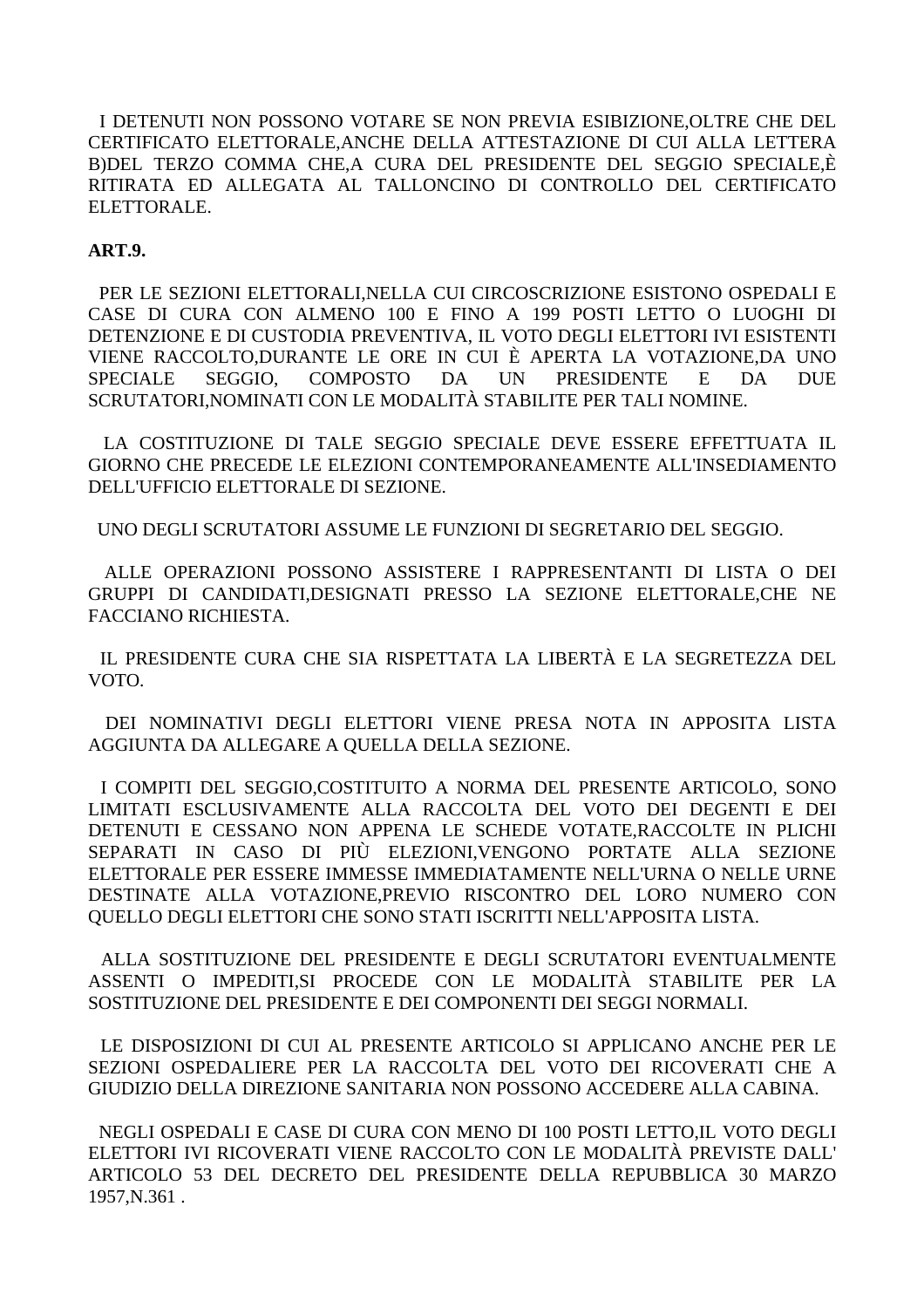I DETENUTI NON POSSONO VOTARE SE NON PREVIA ESIBIZIONE,OLTRE CHE DEL CERTIFICATO ELETTORALE,ANCHE DELLA ATTESTAZIONE DI CUI ALLA LETTERA B)DEL TERZO COMMA CHE,A CURA DEL PRESIDENTE DEL SEGGIO SPECIALE,È RITIRATA ED ALLEGATA AL TALLONCINO DI CONTROLLO DEL CERTIFICATO ELETTORALE.

**ART.9.**

PER LE SEZIONI ELETTORALI,NELLA CUI CIRCOSCRIZIONE ESISTONO OSPEDALI E CASE DI CURA CON ALMENO 100 E FINO A 199 POSTI LETTO O LUOGHI DI DETENZIONE E DI CUSTODIA PREVENTIVA, IL VOTO DEGLI ELETTORI IVI ESISTENTI VIENE RACCOLTO,DURANTE LE ORE IN CUI È APERTA LA VOTAZIONE,DA UNO SPECIALE SEGGIO, COMPOSTO DA UN PRESIDENTE E DA DUE SCRUTATORI,NOMINATI CON LE MODALITÀ STABILITE PER TALI NOMINE.

LA COSTITUZIONE DI TALE SEGGIO SPECIALE DEVE ESSERE EFFETTUATA IL GIORNO CHE PRECEDE LE ELEZIONI CONTEMPORANEAMENTE ALL'INSEDIAMENTO DELL'UFFICIO ELETTORALE DI SEZIONE.

UNO DEGLI SCRUTATORI ASSUME LE FUNZIONI DI SEGRETARIO DEL SEGGIO.

ALLE OPERAZIONI POSSONO ASSISTERE I RAPPRESENTANTI DI LISTA O DEI GRUPPI DI CANDIDATI,DESIGNATI PRESSO LA SEZIONE ELETTORALE,CHE NE FACCIANO RICHIESTA.

IL PRESIDENTE CURA CHE SIA RISPETTATA LA LIBERTÀ E LA SEGRETEZZA DEL VOTO.

DEI NOMINATIVI DEGLI ELETTORI VIENE PRESA NOTA IN APPOSITA LISTA AGGIUNTA DA ALLEGARE A QUELLA DELLA SEZIONE.

I COMPITI DEL SEGGIO,COSTITUITO A NORMA DEL PRESENTE ARTICOLO, SONO LIMITATI ESCLUSIVAMENTE ALLA RACCOLTA DEL VOTO DEI DEGENTI E DEI DETENUTI E CESSANO NON APPENA LE SCHEDE VOTATE,RACCOLTE IN PLICHI SEPARATI IN CASO DI PIÙ ELEZIONI,VENGONO PORTATE ALLA SEZIONE ELETTORALE PER ESSERE IMMESSE IMMEDIATAMENTE NELL'URNA O NELLE URNE DESTINATE ALLA VOTAZIONE,PREVIO RISCONTRO DEL LORO NUMERO CON QUELLO DEGLI ELETTORI CHE SONO STATI ISCRITTI NELL'APPOSITA LISTA.

ALLA SOSTITUZIONE DEL PRESIDENTE E DEGLI SCRUTATORI EVENTUALMENTE ASSENTI O IMPEDITI,SI PROCEDE CON LE MODALITÀ STABILITE PER LA SOSTITUZIONE DEL PRESIDENTE E DEI COMPONENTI DEI SEGGI NORMALI.

LE DISPOSIZIONI DI CUI AL PRESENTE ARTICOLO SI APPLICANO ANCHE PER LE SEZIONI OSPEDALIERE PER LA RACCOLTA DEL VOTO DEI RICOVERATI CHE A GIUDIZIO DELLA DIREZIONE SANITARIA NON POSSONO ACCEDERE ALLA CABINA.

NEGLI OSPEDALI E CASE DI CURA CON MENO DI 100 POSTI LETTO,IL VOTO DEGLI ELETTORI IVI RICOVERATI VIENE RACCOLTO CON LE MODALITÀ PREVISTE DALL' ARTICOLO 53 DEL DECRETO DEL PRESIDENTE DELLA REPUBBLICA 30 MARZO 1957,N.361 .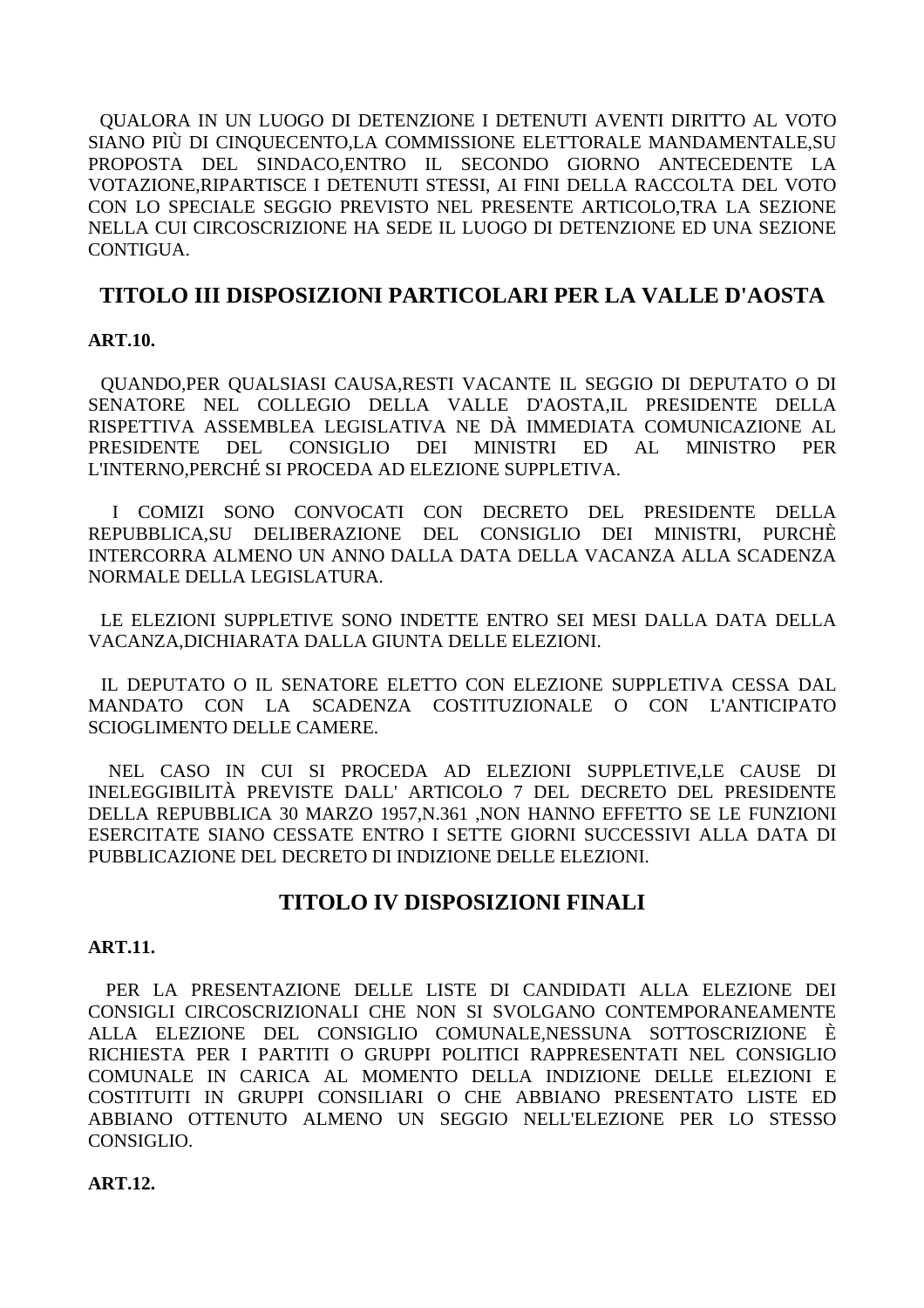QUALORA IN UN LUOGO DI DETENZIONE I DETENUTI AVENTI DIRITTO AL VOTO SIANO PIÙ DI CINQUECENTO,LA COMMISSIONE ELETTORALE MANDAMENTALE,SU PROPOSTA DEL SINDACO,ENTRO IL SECONDO GIORNO ANTECEDENTE LA VOTAZIONE,RIPARTISCE I DETENUTI STESSI, AI FINI DELLA RACCOLTA DEL VOTO CON LO SPECIALE SEGGIO PREVISTO NEL PRESENTE ARTICOLO,TRA LA SEZIONE NELLA CUI CIRCOSCRIZIONE HA SEDE IL LUOGO DI DETENZIONE ED UNA SEZIONE CONTIGUA.

## TITOLO III DISPOSIZIONI PARTICOLARI PER LA VALLE D'AOSTA

**ART.10.**

QUANDO,PER QUALSIASI CAUSA,RESTI VACANTE IL SEGGIO DI DEPUTATO O DI SENATORE NEL COLLEGIO DELLA VALLE D'AOSTA,IL PRESIDENTE DELLA RISPETTIVA ASSEMBLEA LEGISLATIVA NE DÀ IMMEDIATA COMUNICAZIONE AL PRESIDENTE DEL CONSIGLIO DEI MINISTRI ED AL MINISTRO PER L'INTERNO,PERCHÉ SI PROCEDA AD ELEZIONE SUPPLETIVA.

I COMIZI SONO CONVOCATI CON DECRETO DEL PRESIDENTE DELLA REPUBBLICA,SU DELIBERAZIONE DEL CONSIGLIO DEI MINISTRI, PURCHÈ INTERCORRA ALMENO UN ANNO DALLA DATA DELLA VACANZA ALLA SCADENZA NORMALE DELLA LEGISLATURA.

LE ELEZIONI SUPPLETIVE SONO INDETTE ENTRO SEI MESI DALLA DATA DELLA VACANZA,DICHIARATA DALLA GIUNTA DELLE ELEZIONI.

IL DEPUTATO O IL SENATORE ELETTO CON ELEZIONE SUPPLETIVA CESSA DAL MANDATO CON LA SCADENZA COSTITUZIONALE O CON L'ANTICIPATO SCIOGLIMENTO DELLE CAMERE.

NEL CASO IN CUI SI PROCEDA AD ELEZIONI SUPPLETIVE,LE CAUSE DI INELEGGIBILITÀ PREVISTE DALL' ARTICOLO 7 DEL DECRETO DEL PRESIDENTE DELLA REPUBBLICA 30 MARZO 1957,N.361 ,NON HANNO EFFETTO SE LE FUNZIONI ESERCITATE SIANO CESSATE ENTRO I SETTE GIORNI SUCCESSIVI ALLA DATA DI PUBBLICAZIONE DEL DECRETO DI INDIZIONE DELLE ELEZIONI.

## TITOLO IV DISPOSIZIONI FINALI

**ART.11.**

PER LA PRESENTAZIONE DELLE LISTE DI CANDIDATI ALLA ELEZIONE DEI CONSIGLI CIRCOSCRIZIONALI CHE NON SI SVOLGANO CONTEMPORANEAMENTE ALLA ELEZIONE DEL CONSIGLIO COMUNALE,NESSUNA SOTTOSCRIZIONE È RICHIESTA PER I PARTITI O GRUPPI POLITICI RAPPRESENTATI NEL CONSIGLIO COMUNALE IN CARICA AL MOMENTO DELLA INDIZIONE DELLE ELEZIONI E COSTITUITI IN GRUPPI CONSILIARI O CHE ABBIANO PRESENTATO LISTE ED ABBIANO OTTENUTO ALMENO UN SEGGIO NELL'ELEZIONE PER LO STESSO CONSIGLIO.

**ART.12.**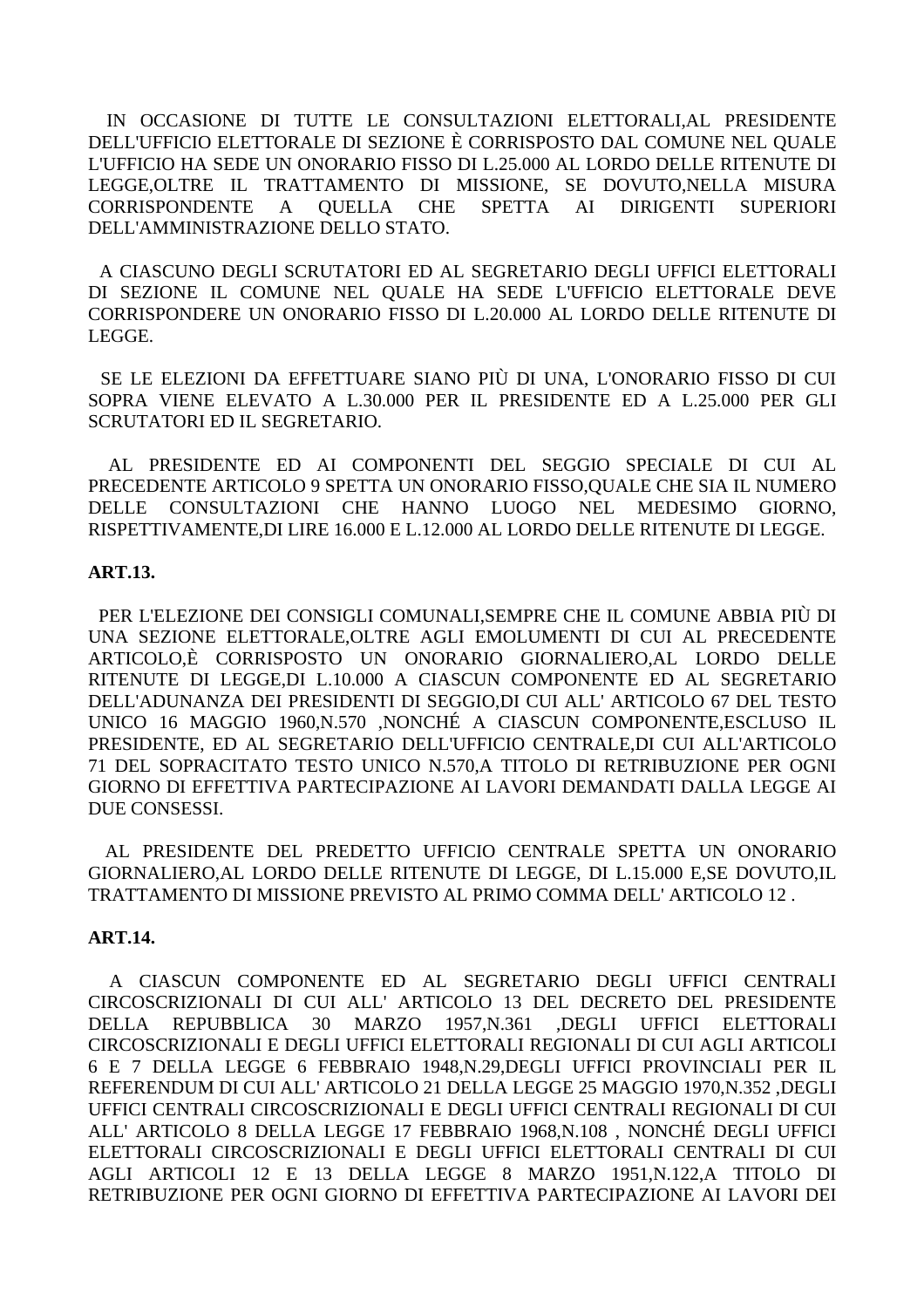IN OCCASIONE DI TUTTE LE CONSULTAZIONI ELETTORALI,AL PRESIDENTE DELL'UFFICIO ELETTORALE DI SEZIONE È CORRISPOSTO DAL COMUNE NEL QUALE L'UFFICIO HA SEDE UN ONORARIO FISSO DI L.25.000 AL LORDO DELLE RITENUTE DI LEGGE,OLTRE IL TRATTAMENTO DI MISSIONE, SE DOVUTO,NELLA MISURA CORRISPONDENTE A QUELLA CHE SPETTA AI DIRIGENTI SUPERIORI DELL'AMMINISTRAZIONE DELLO STATO.

A CIASCUNO DEGLI SCRUTATORI ED AL SEGRETARIO DEGLI UFFICI ELETTORALI DI SEZIONE IL COMUNE NEL QUALE HA SEDE L'UFFICIO ELETTORALE DEVE CORRISPONDERE UN ONORARIO FISSO DI L.20.000 AL LORDO DELLE RITENUTE DI LEGGE.

SE LE ELEZIONI DA EFFETTUARE SIANO PIÙ DI UNA, L'ONORARIO FISSO DI CUI SOPRA VIENE ELEVATO A L.30.000 PER IL PRESIDENTE ED A L.25.000 PER GLI SCRUTATORI ED IL SEGRETARIO.

AL PRESIDENTE ED AI COMPONENTI DEL SEGGIO SPECIALE DI CUI AL PRECEDENTE ARTICOLO 9 SPETTA UN ONORARIO FISSO,QUALE CHE SIA IL NUMERO DELLE CONSULTAZIONI CHE HANNO LUOGO NEL MEDESIMO GIORNO, RISPETTIVAMENTE,DI LIRE 16.000 E L.12.000 AL LORDO DELLE RITENUTE DI LEGGE.

**ART.13.**

PER L'ELEZIONE DEI CONSIGLI COMUNALI,SEMPRE CHE IL COMUNE ABBIA PIÙ DI UNA SEZIONE ELETTORALE,OLTRE AGLI EMOLUMENTI DI CUI AL PRECEDENTE ARTICOLO,È CORRISPOSTO UN ONORARIO GIORNALIERO,AL LORDO DELLE RITENUTE DI LEGGE,DI L.10.000 A CIASCUN COMPONENTE ED AL SEGRETARIO DELL'ADUNANZA DEI PRESIDENTI DI SEGGIO,DI CUI ALL' ARTICOLO 67 DEL TESTO UNICO 16 MAGGIO 1960,N.570 ,NONCHÉ A CIASCUN COMPONENTE,ESCLUSO IL PRESIDENTE, ED AL SEGRETARIO DELL'UFFICIO CENTRALE,DI CUI ALL'ARTICOLO 71 DEL SOPRACITATO TESTO UNICO N.570,A TITOLO DI RETRIBUZIONE PER OGNI GIORNO DI EFFETTIVA PARTECIPAZIONE AI LAVORI DEMANDATI DALLA LEGGE AI DUE CONSESSI.

AL PRESIDENTE DEL PREDETTO UFFICIO CENTRALE SPETTA UN ONORARIO GIORNALIERO,AL LORDO DELLE RITENUTE DI LEGGE, DI L.15.000 E,SE DOVUTO,IL TRATTAMENTO DI MISSIONE PREVISTO AL PRIMO COMMA DELL' ARTICOLO 12 .

**ART.14.**

A CIASCUN COMPONENTE ED AL SEGRETARIO DEGLI UFFICI CENTRALI CIRCOSCRIZIONALI DI CUI ALL' ARTICOLO 13 DEL DECRETO DEL PRESIDENTE DELLA REPUBBLICA 30 MARZO 1957,N.361 ,DEGLI UFFICI ELETTORALI CIRCOSCRIZIONALI E DEGLI UFFICI ELETTORALI REGIONALI DI CUI AGLI ARTICOLI 6 E 7 DELLA LEGGE 6 FEBBRAIO 1948,N.29,DEGLI UFFICI PROVINCIALI PER IL REFERENDUM DI CUI ALL' ARTICOLO 21 DELLA LEGGE 25 MAGGIO 1970,N.352 ,DEGLI UFFICI CENTRALI CIRCOSCRIZIONALI E DEGLI UFFICI CENTRALI REGIONALI DI CUI ALL' ARTICOLO 8 DELLA LEGGE 17 FEBBRAIO 1968,N.108 , NONCHÉ DEGLI UFFICI ELETTORALI CIRCOSCRIZIONALI E DEGLI UFFICI ELETTORALI CENTRALI DI CUI AGLI ARTICOLI 12 E 13 DELLA LEGGE 8 MARZO 1951,N.122,A TITOLO DI RETRIBUZIONE PER OGNI GIORNO DI EFFETTIVA PARTECIPAZIONE AI LAVORI DEI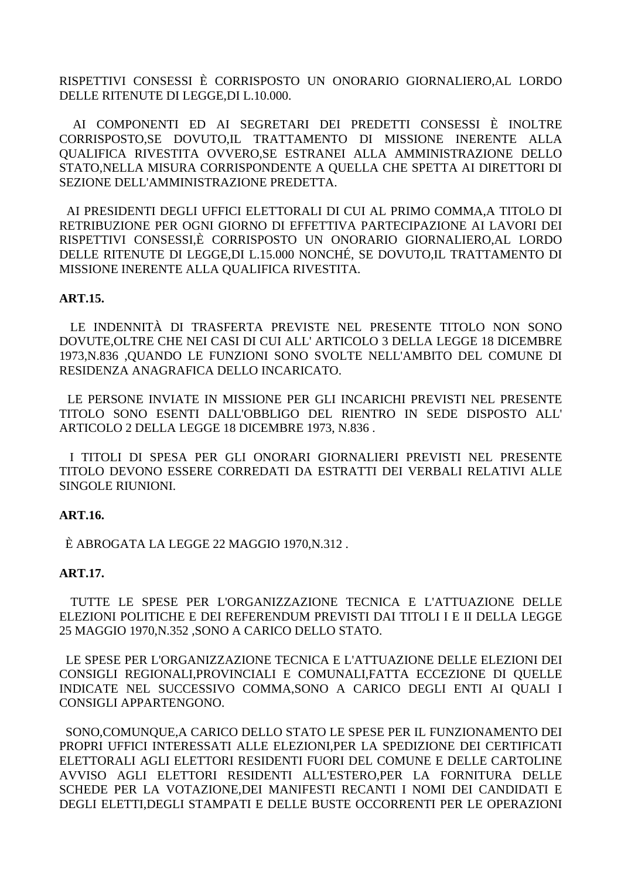RISPETTIVI CONSESSI È CORRISPOSTO UN ONORARIO GIORNALIERO,AL LORDO DELLE RITENUTE DI LEGGE,DI L.10.000.

AI COMPONENTI ED AI SEGRETARI DEI PREDETTI CONSESSI È INOLTRE CORRISPOSTO,SE DOVUTO,IL TRATTAMENTO DI MISSIONE INERENTE ALLA QUALIFICA RIVESTITA OVVERO,SE ESTRANEI ALLA AMMINISTRAZIONE DELLO STATO,NELLA MISURA CORRISPONDENTE A QUELLA CHE SPETTA AI DIRETTORI DI SEZIONE DELL'AMMINISTRAZIONE PREDETTA.

AI PRESIDENTI DEGLI UFFICI ELETTORALI DI CUI AL PRIMO COMMA,A TITOLO DI RETRIBUZIONE PER OGNI GIORNO DI EFFETTIVA PARTECIPAZIONE AI LAVORI DEI RISPETTIVI CONSESSI,È CORRISPOSTO UN ONORARIO GIORNALIERO,AL LORDO DELLE RITENUTE DI LEGGE,DI L.15.000 NONCHÉ, SE DOVUTO,IL TRATTAMENTO DI MISSIONE INERENTE ALLA QUALIFICA RIVESTITA.

**ART.15.**

LE INDENNITÀ DI TRASFERTA PREVISTE NEL PRESENTE TITOLO NON SONO DOVUTE,OLTRE CHE NEI CASI DI CUI ALL' ARTICOLO 3 DELLA LEGGE 18 DICEMBRE 1973,N.836 ,QUANDO LE FUNZIONI SONO SVOLTE NELL'AMBITO DEL COMUNE DI RESIDENZA ANAGRAFICA DELLO INCARICATO.

LE PERSONE INVIATE IN MISSIONE PER GLI INCARICHI PREVISTI NEL PRESENTE TITOLO SONO ESENTI DALL'OBBLIGO DEL RIENTRO IN SEDE DISPOSTO ALL' ARTICOLO 2 DELLA LEGGE 18 DICEMBRE 1973, N.836 .

I TITOLI DI SPESA PER GLI ONORARI GIORNALIERI PREVISTI NEL PRESENTE TITOLO DEVONO ESSERE CORREDATI DA ESTRATTI DEI VERBALI RELATIVI ALLE SINGOLE RIUNIONI.

**ART.16.**

È ABROGATA LA LEGGE 22 MAGGIO 1970,N.312 .

**ART.17.**

TUTTE LE SPESE PER L'ORGANIZZAZIONE TECNICA E L'ATTUAZIONE DELLE ELEZIONI POLITICHE E DEI REFERENDUM PREVISTI DAI TITOLI I E II DELLA LEGGE 25 MAGGIO 1970,N.352 ,SONO A CARICO DELLO STATO.

LE SPESE PER L'ORGANIZZAZIONE TECNICA E L'ATTUAZIONE DELLE ELEZIONI DEI CONSIGLI REGIONALI,PROVINCIALI E COMUNALI,FATTA ECCEZIONE DI QUELLE INDICATE NEL SUCCESSIVO COMMA,SONO A CARICO DEGLI ENTI AI QUALI I CONSIGLI APPARTENGONO.

SONO,COMUNQUE,A CARICO DELLO STATO LE SPESE PER IL FUNZIONAMENTO DEI PROPRI UFFICI INTERESSATI ALLE ELEZIONI,PER LA SPEDIZIONE DEI CERTIFICATI ELETTORALI AGLI ELETTORI RESIDENTI FUORI DEL COMUNE E DELLE CARTOLINE AVVISO AGLI ELETTORI RESIDENTI ALL'ESTERO,PER LA FORNITURA DELLE SCHEDE PER LA VOTAZIONE,DEI MANIFESTI RECANTI I NOMI DEI CANDIDATI E DEGLI ELETTI,DEGLI STAMPATI E DELLE BUSTE OCCORRENTI PER LE OPERAZIONI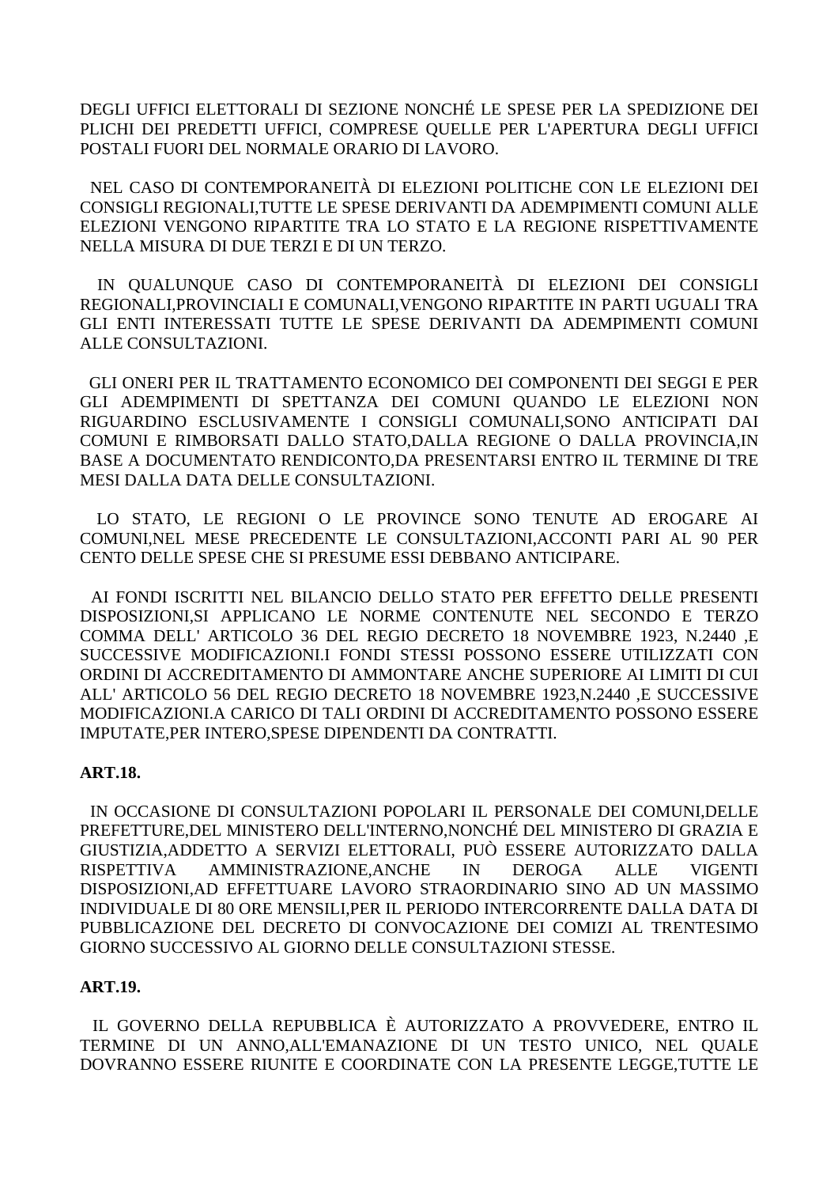DEGLI UFFICI ELETTORALI DI SEZIONE NONCHÉ LE SPESE PER LA SPEDIZIONE DEI PLICHI DEI PREDETTI UFFICI, COMPRESE QUELLE PER L'APERTURA DEGLI UFFICI POSTALI FUORI DEL NORMALE ORARIO DI LAVORO.

NEL CASO DI CONTEMPORANEITÀ DI ELEZIONI POLITICHE CON LE ELEZIONI DEI CONSIGLI REGIONALI,TUTTE LE SPESE DERIVANTI DA ADEMPIMENTI COMUNI ALLE ELEZIONI VENGONO RIPARTITE TRA LO STATO E LA REGIONE RISPETTIVAMENTE NELLA MISURA DI DUE TERZI E DI UN TERZO.

IN QUALUNQUE CASO DI CONTEMPORANEITÀ DI ELEZIONI DEI CONSIGLI REGIONALI,PROVINCIALI E COMUNALI,VENGONO RIPARTITE IN PARTI UGUALI TRA GLI ENTI INTERESSATI TUTTE LE SPESE DERIVANTI DA ADEMPIMENTI COMUNI ALLE CONSULTAZIONI.

GLI ONERI PER IL TRATTAMENTO ECONOMICO DEI COMPONENTI DEI SEGGI E PER GLI ADEMPIMENTI DI SPETTANZA DEI COMUNI QUANDO LE ELEZIONI NON RIGUARDINO ESCLUSIVAMENTE I CONSIGLI COMUNALI,SONO ANTICIPATI DAI COMUNI E RIMBORSATI DALLO STATO,DALLA REGIONE O DALLA PROVINCIA,IN BASE A DOCUMENTATO RENDICONTO,DA PRESENTARSI ENTRO IL TERMINE DI TRE MESI DALLA DATA DELLE CONSULTAZIONI.

LO STATO, LE REGIONI O LE PROVINCE SONO TENUTE AD EROGARE AI COMUNI,NEL MESE PRECEDENTE LE CONSULTAZIONI,ACCONTI PARI AL 90 PER CENTO DELLE SPESE CHE SI PRESUME ESSI DEBBANO ANTICIPARE.

AI FONDI ISCRITTI NEL BILANCIO DELLO STATO PER EFFETTO DELLE PRESENTI DISPOSIZIONI,SI APPLICANO LE NORME CONTENUTE NEL SECONDO E TERZO COMMA DELL' ARTICOLO 36 DEL REGIO DECRETO 18 NOVEMBRE 1923, N.2440 ,E SUCCESSIVE MODIFICAZIONI.I FONDI STESSI POSSONO ESSERE UTILIZZATI CON ORDINI DI ACCREDITAMENTO DI AMMONTARE ANCHE SUPERIORE AI LIMITI DI CUI ALL' ARTICOLO 56 DEL REGIO DECRETO 18 NOVEMBRE 1923,N.2440 ,E SUCCESSIVE MODIFICAZIONI.A CARICO DI TALI ORDINI DI ACCREDITAMENTO POSSONO ESSERE IMPUTATE,PER INTERO,SPESE DIPENDENTI DA CONTRATTI.

**ART.18.**

IN OCCASIONE DI CONSULTAZIONI POPOLARI IL PERSONALE DEI COMUNI,DELLE PREFETTURE,DEL MINISTERO DELL'INTERNO,NONCHÉ DEL MINISTERO DI GRAZIA E GIUSTIZIA,ADDETTO A SERVIZI ELETTORALI, PUÒ ESSERE AUTORIZZATO DALLA RISPETTIVA AMMINISTRAZIONE,ANCHE IN DEROGA ALLE VIGENTI DISPOSIZIONI,AD EFFETTUARE LAVORO STRAORDINARIO SINO AD UN MASSIMO INDIVIDUALE DI 80 ORE MENSILI,PER IL PERIODO INTERCORRENTE DALLA DATA DI PUBBLICAZIONE DEL DECRETO DI CONVOCAZIONE DEI COMIZI AL TRENTESIMO GIORNO SUCCESSIVO AL GIORNO DELLE CONSULTAZIONI STESSE.

**ART.19.**

IL GOVERNO DELLA REPUBBLICA È AUTORIZZATO A PROVVEDERE, ENTRO IL TERMINE DI UN ANNO,ALL'EMANAZIONE DI UN TESTO UNICO, NEL QUALE DOVRANNO ESSERE RIUNITE E COORDINATE CON LA PRESENTE LEGGE,TUTTE LE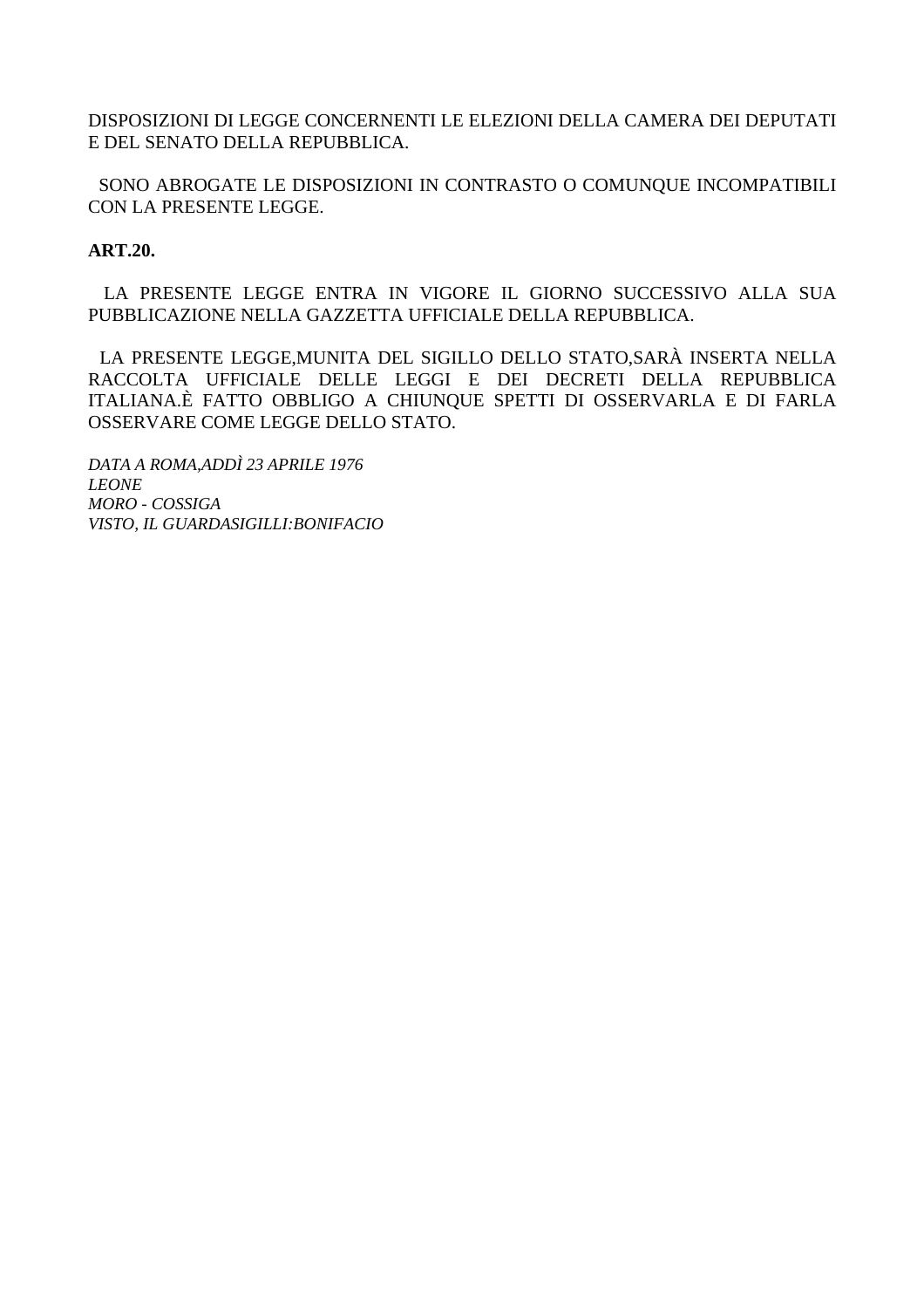DISPOSIZIONI DI LEGGE CONCERNENTI LE ELEZIONI DELLA CAMERA DEI DEPUTATI E DEL SENATO DELLA REPUBBLICA.

SONO ABROGATE LE DISPOSIZIONI IN CONTRASTO O COMUNQUE INCOMPATIBILI CON LA PRESENTE LEGGE.

**ART.20.**

LA PRESENTE LEGGE ENTRA IN VIGORE IL GIORNO SUCCESSIVO ALLA SUA PUBBLICAZIONE NELLA GAZZETTA UFFICIALE DELLA REPUBBLICA.

LA PRESENTE LEGGE,MUNITA DEL SIGILLO DELLO STATO,SARÀ INSERTA NELLA RACCOLTA UFFICIALE DELLE LEGGI E DEI DECRETI DELLA REPUBBLICA ITALIANA.È FATTO OBBLIGO A CHIUNQUE SPETTI DI OSSERVARLA E DI FARLA OSSERVARE COME LEGGE DELLO STATO.

*DATA A ROMA,ADDÌ 23 APRILE 1976*
*LEONE*
*MORO - COSSIGA*
*VISTO, IL GUARDASIGILLI:BONIFACIO*